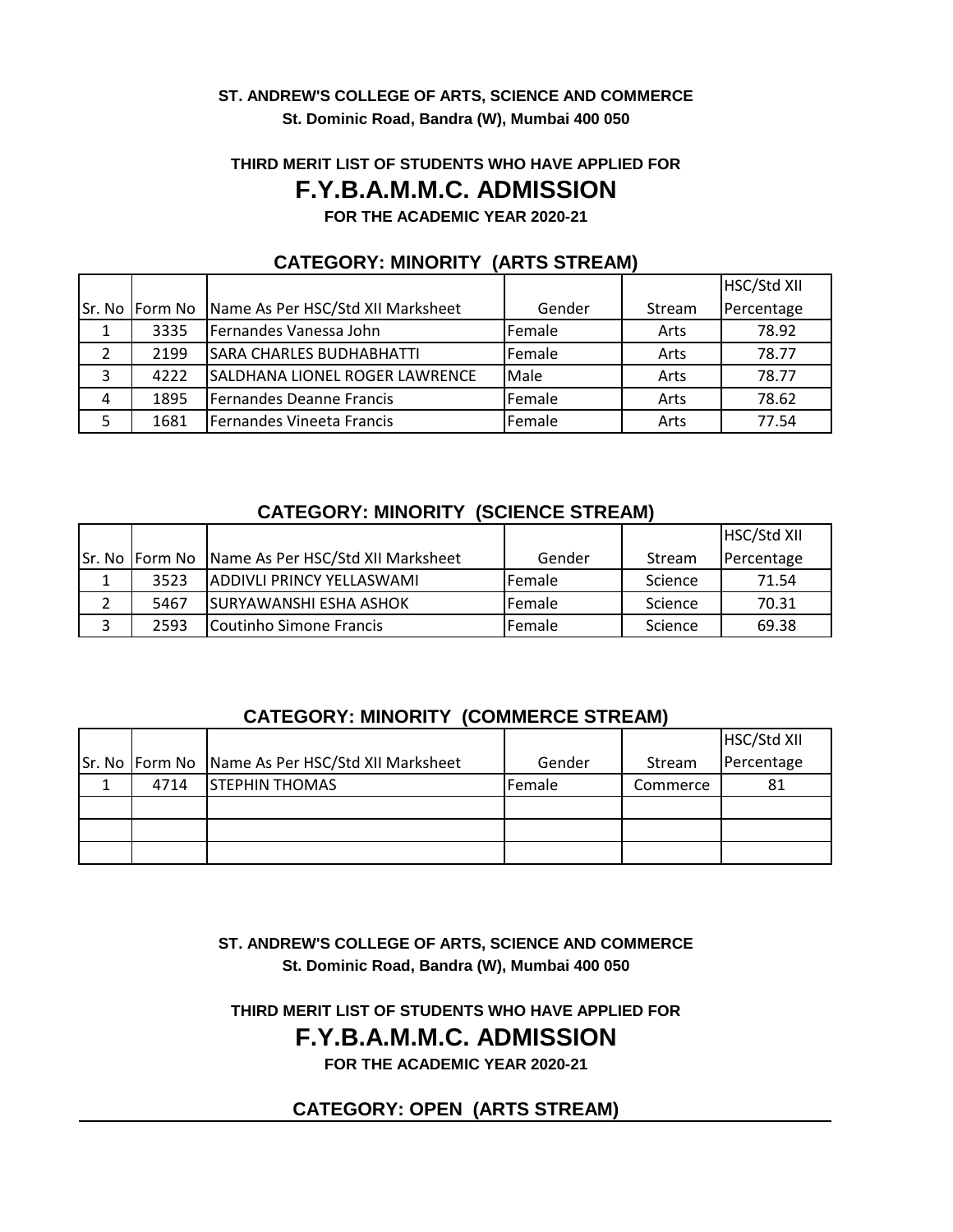**ST. ANDREW'S COLLEGE OF ARTS, SCIENCE AND COMMERCE**

**St. Dominic Road, Bandra (W), Mumbai 400 050**

**THIRD MERIT LIST OF STUDENTS WHO HAVE APPLIED FOR**

# F.Y.B.A.M.M.C. ADMISSION

**FOR THE ACADEMIC YEAR 2020-21**

### CATEGORY: MINORITY (ARTS STREAM)

| Sr. No | Form No | Name As Per HSC/Std XII Marksheet | Gender | Stream | HSC/Std XII Percentage |
|---|---|---|---|---|---|
| 1 | 3335 | Fernandes Vanessa John | Female | Arts | 78.92 |
| 2 | 2199 | SARA CHARLES BUDHABHATTI | Female | Arts | 78.77 |
| 3 | 4222 | SALDHANA LIONEL ROGER LAWRENCE | Male | Arts | 78.77 |
| 4 | 1895 | Fernandes Deanne Francis | Female | Arts | 78.62 |
| 5 | 1681 | Fernandes Vineeta Francis | Female | Arts | 77.54 |

### CATEGORY: MINORITY (SCIENCE STREAM)

| Sr. No | Form No | Name As Per HSC/Std XII Marksheet | Gender | Stream | HSC/Std XII Percentage |
|---|---|---|---|---|---|
| 1 | 3523 | ADDIVLI PRINCY YELLASWAMI | Female | Science | 71.54 |
| 2 | 5467 | SURYAWANSHI ESHA ASHOK | Female | Science | 70.31 |
| 3 | 2593 | Coutinho Simone Francis | Female | Science | 69.38 |

### CATEGORY: MINORITY (COMMERCE STREAM)

| Sr. No | Form No | Name As Per HSC/Std XII Marksheet | Gender | Stream | HSC/Std XII Percentage |
|---|---|---|---|---|---|
| 1 | 4714 | STEPHIN THOMAS | Female | Commerce | 81 |
| | | | | | |
| | | | | | |
| | | | | | |

**ST. ANDREW'S COLLEGE OF ARTS, SCIENCE AND COMMERCE**

**St. Dominic Road, Bandra (W), Mumbai 400 050**

**THIRD MERIT LIST OF STUDENTS WHO HAVE APPLIED FOR**

# F.Y.B.A.M.M.C. ADMISSION

**FOR THE ACADEMIC YEAR 2020-21**

### CATEGORY: OPEN (ARTS STREAM)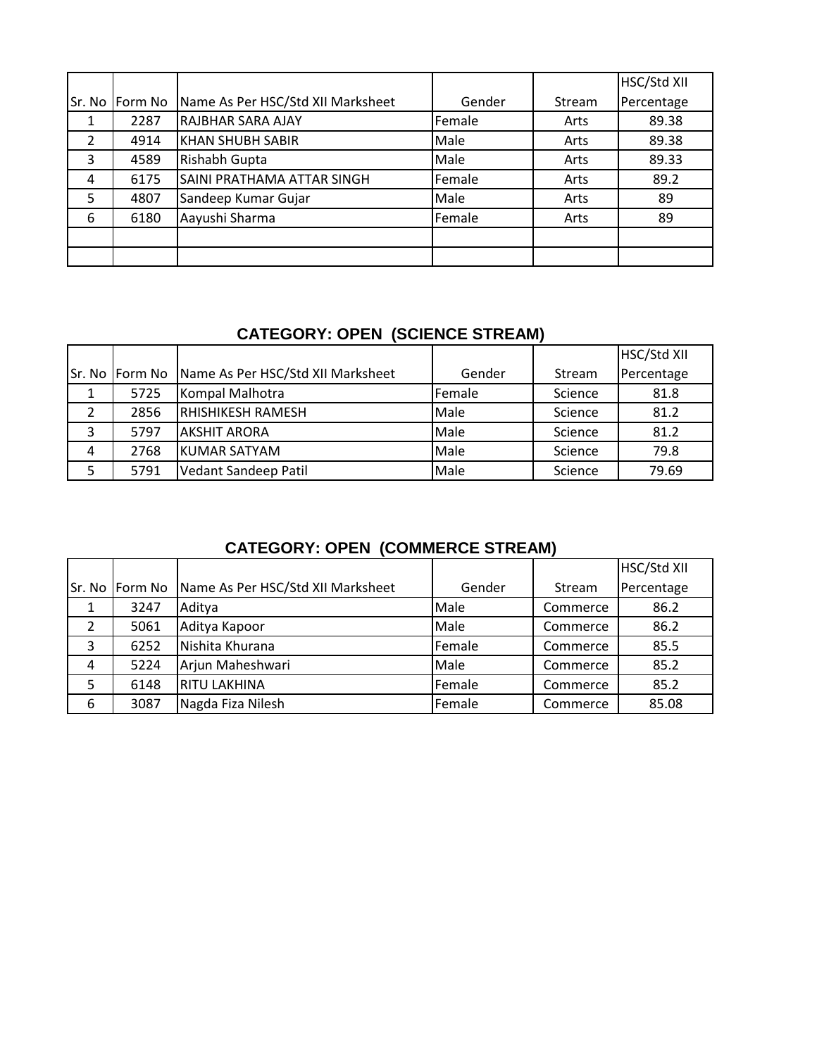| Sr. No | Form No | Name As Per HSC/Std XII Marksheet | Gender | Stream | HSC/Std XII Percentage |
|---|---|---|---|---|---|
| 1 | 2287 | RAJBHAR SARA AJAY | Female | Arts | 89.38 |
| 2 | 4914 | KHAN SHUBH SABIR | Male | Arts | 89.38 |
| 3 | 4589 | Rishabh Gupta | Male | Arts | 89.33 |
| 4 | 6175 | SAINI PRATHAMA ATTAR SINGH | Female | Arts | 89.2 |
| 5 | 4807 | Sandeep Kumar Gujar | Male | Arts | 89 |
| 6 | 6180 | Aayushi Sharma | Female | Arts | 89 |
| | | | | | |
| | | | | | |

## CATEGORY: OPEN (SCIENCE STREAM)

| Sr. No | Form No | Name As Per HSC/Std XII Marksheet | Gender | Stream | HSC/Std XII Percentage |
|---|---|---|---|---|---|
| 1 | 5725 | Kompal Malhotra | Female | Science | 81.8 |
| 2 | 2856 | RHISHIKESH RAMESH | Male | Science | 81.2 |
| 3 | 5797 | AKSHIT ARORA | Male | Science | 81.2 |
| 4 | 2768 | KUMAR SATYAM | Male | Science | 79.8 |
| 5 | 5791 | Vedant Sandeep Patil | Male | Science | 79.69 |

## CATEGORY: OPEN (COMMERCE STREAM)

| Sr. No | Form No | Name As Per HSC/Std XII Marksheet | Gender | Stream | HSC/Std XII Percentage |
|---|---|---|---|---|---|
| 1 | 3247 | Aditya | Male | Commerce | 86.2 |
| 2 | 5061 | Aditya Kapoor | Male | Commerce | 86.2 |
| 3 | 6252 | Nishita Khurana | Female | Commerce | 85.5 |
| 4 | 5224 | Arjun Maheshwari | Male | Commerce | 85.2 |
| 5 | 6148 | RITU LAKHINA | Female | Commerce | 85.2 |
| 6 | 3087 | Nagda Fiza Nilesh | Female | Commerce | 85.08 |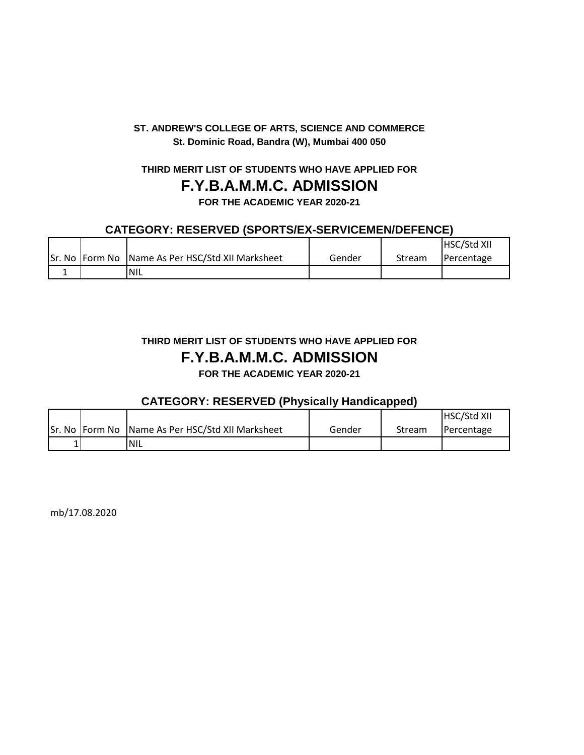**ST. ANDREW'S COLLEGE OF ARTS, SCIENCE AND COMMERCE**

**St. Dominic Road, Bandra (W), Mumbai 400 050**

**THIRD MERIT LIST OF STUDENTS WHO HAVE APPLIED FOR**

# F.Y.B.A.M.M.C. ADMISSION

**FOR THE ACADEMIC YEAR 2020-21**

## CATEGORY: RESERVED (SPORTS/EX-SERVICEMEN/DEFENCE)

| Sr. No | Form No | Name As Per HSC/Std XII Marksheet | Gender | Stream | HSC/Std XII Percentage |
|---|---|---|---|---|---|
| 1 | | NIL | | | |

**THIRD MERIT LIST OF STUDENTS WHO HAVE APPLIED FOR**

# F.Y.B.A.M.M.C. ADMISSION

**FOR THE ACADEMIC YEAR 2020-21**

## CATEGORY: RESERVED (Physically Handicapped)

| Sr. No | Form No | Name As Per HSC/Std XII Marksheet | Gender | Stream | HSC/Std XII Percentage |
|---|---|---|---|---|---|
| 1 | | NIL | | | |

mb/17.08.2020